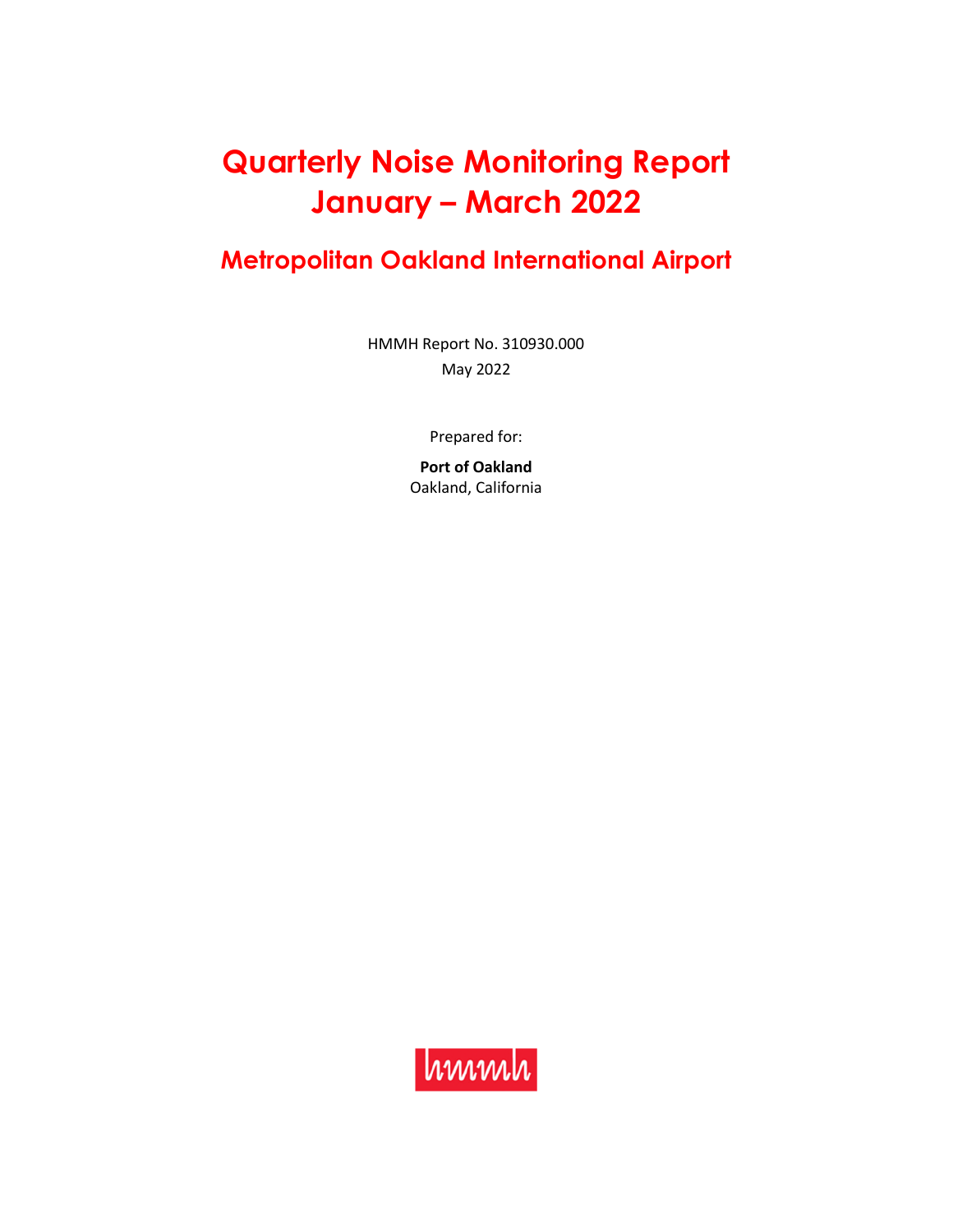# Quarterly Noise Monitoring Report January – March 2022

## Metropolitan Oakland International Airport

HMMH Report No. 310930.000
May 2022

Prepared for:

**Port of Oakland**
Oakland, California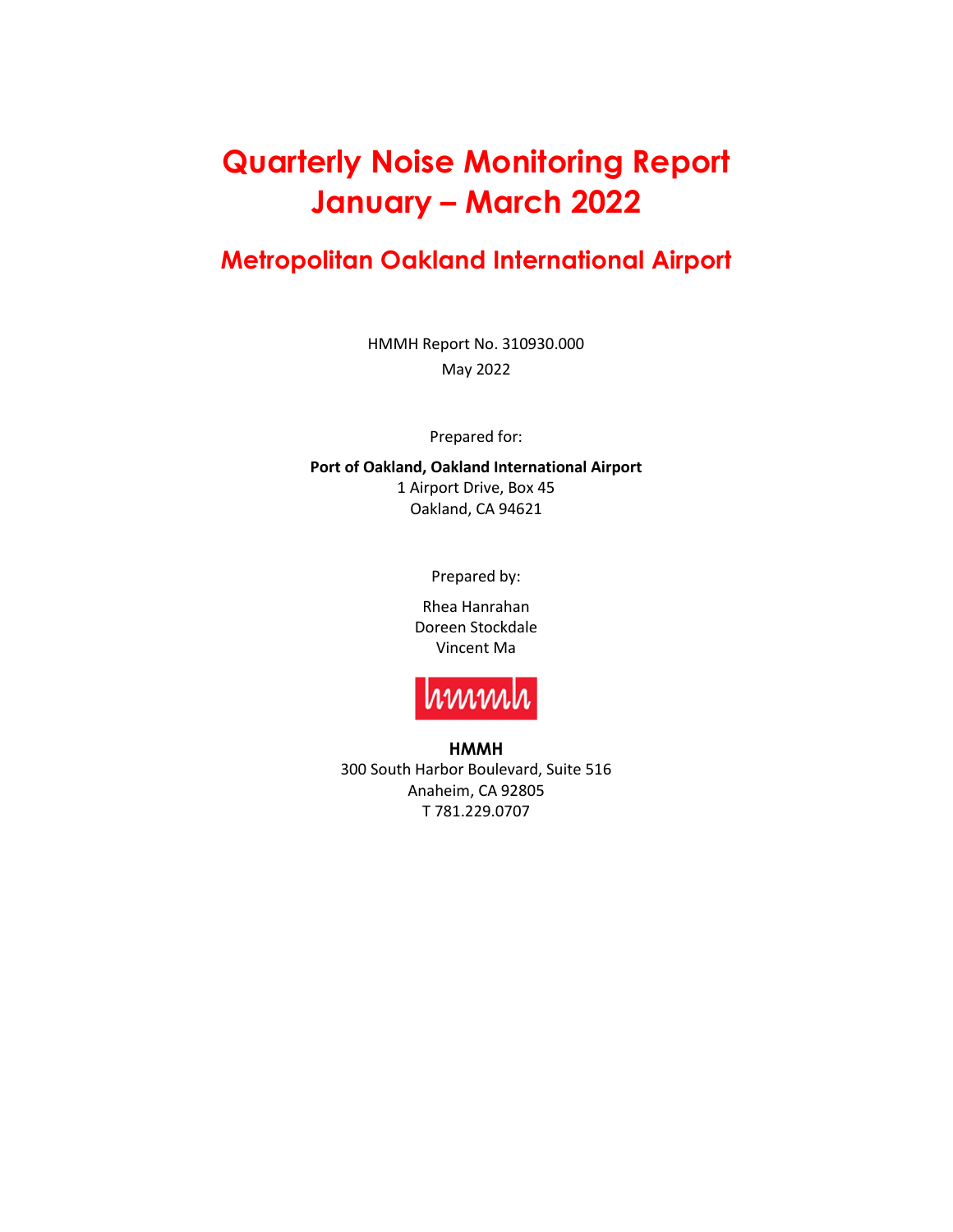# Quarterly Noise Monitoring Report January – March 2022

## Metropolitan Oakland International Airport

HMMH Report No. 310930.000
May 2022

Prepared for:

**Port of Oakland, Oakland International Airport**
1 Airport Drive, Box 45
Oakland, CA 94621

Prepared by:

Rhea Hanrahan
Doreen Stockdale
Vincent Ma

**HMMH**
300 South Harbor Boulevard, Suite 516
Anaheim, CA 92805
T 781.229.0707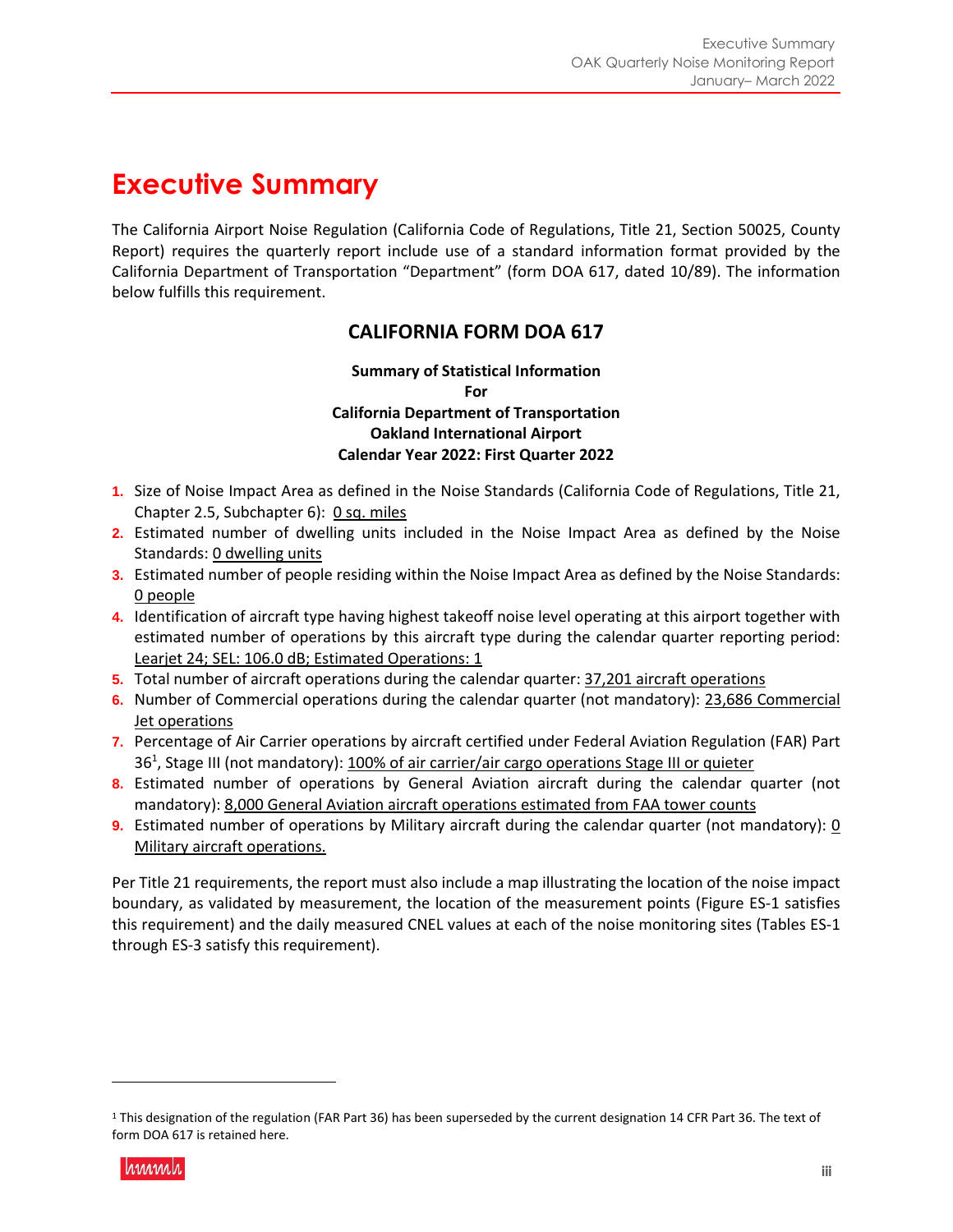# Executive Summary

The California Airport Noise Regulation (California Code of Regulations, Title 21, Section 50025, County Report) requires the quarterly report include use of a standard information format provided by the California Department of Transportation "Department" (form DOA 617, dated 10/89). The information below fulfills this requirement.

## CALIFORNIA FORM DOA 617

**Summary of Statistical Information**
**For**
**California Department of Transportation**
**Oakland International Airport**
**Calendar Year 2022: First Quarter 2022**

1. Size of Noise Impact Area as defined in the Noise Standards (California Code of Regulations, Title 21, Chapter 2.5, Subchapter 6): 0 sq. miles
2. Estimated number of dwelling units included in the Noise Impact Area as defined by the Noise Standards: 0 dwelling units
3. Estimated number of people residing within the Noise Impact Area as defined by the Noise Standards: 0 people
4. Identification of aircraft type having highest takeoff noise level operating at this airport together with estimated number of operations by this aircraft type during the calendar quarter reporting period: Learjet 24; SEL: 106.0 dB; Estimated Operations: 1
5. Total number of aircraft operations during the calendar quarter: 37,201 aircraft operations
6. Number of Commercial operations during the calendar quarter (not mandatory): 23,686 Commercial Jet operations
7. Percentage of Air Carrier operations by aircraft certified under Federal Aviation Regulation (FAR) Part 36[1], Stage III (not mandatory): 100% of air carrier/air cargo operations Stage III or quieter
8. Estimated number of operations by General Aviation aircraft during the calendar quarter (not mandatory): 8,000 General Aviation aircraft operations estimated from FAA tower counts
9. Estimated number of operations by Military aircraft during the calendar quarter (not mandatory): 0 Military aircraft operations.

Per Title 21 requirements, the report must also include a map illustrating the location of the noise impact boundary, as validated by measurement, the location of the measurement points (Figure ES-1 satisfies this requirement) and the daily measured CNEL values at each of the noise monitoring sites (Tables ES-1 through ES-3 satisfy this requirement).

---

[1] This designation of the regulation (FAR Part 36) has been superseded by the current designation 14 CFR Part 36. The text of form DOA 617 is retained here.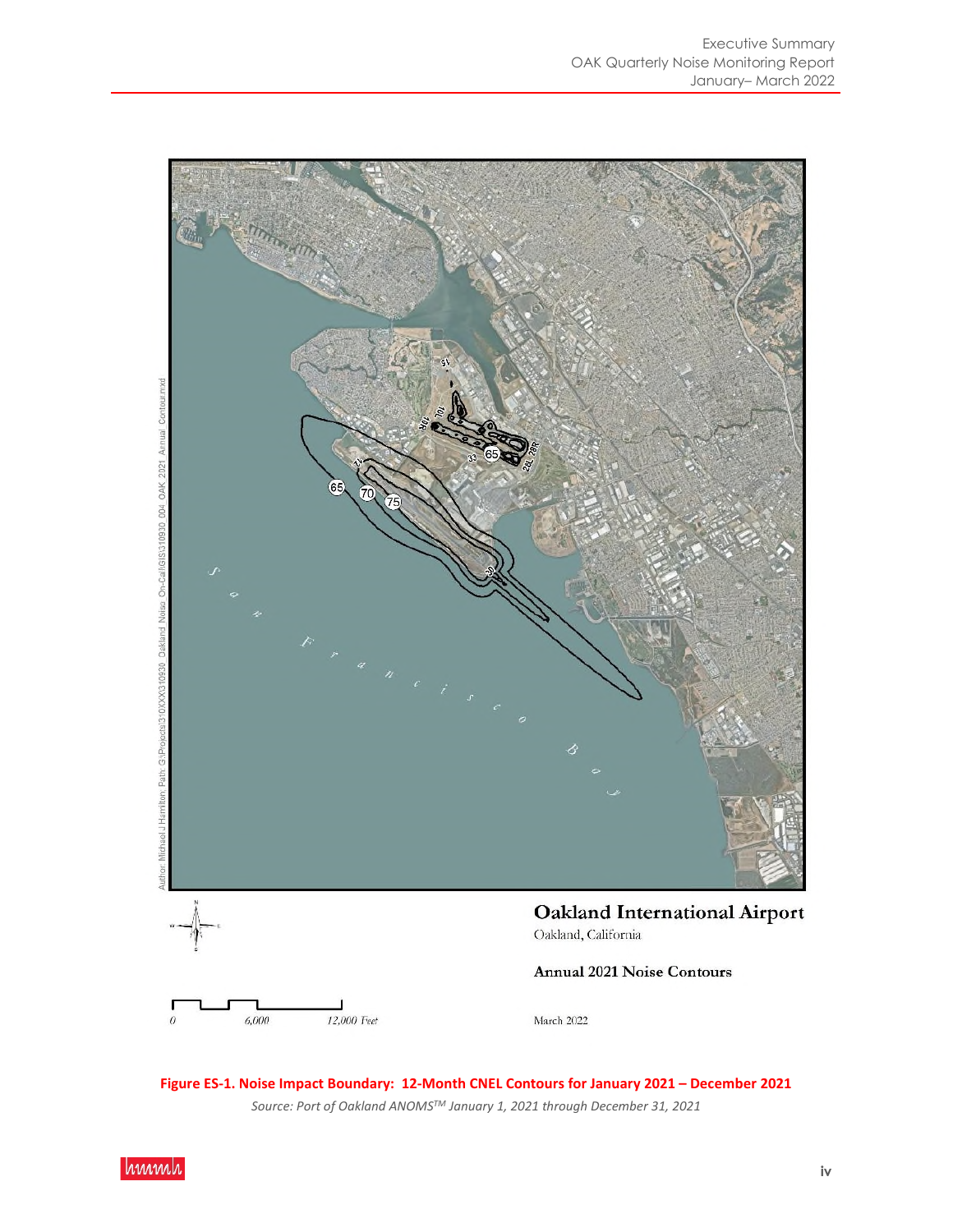Oakland International Airport

Oakland, California

Annual 2021 Noise Contours

March 2022

**Figure ES-1. Noise Impact Boundary: 12-Month CNEL Contours for January 2021 – December 2021**

*Source: Port of Oakland ANOMS™ January 1, 2021 through December 31, 2021*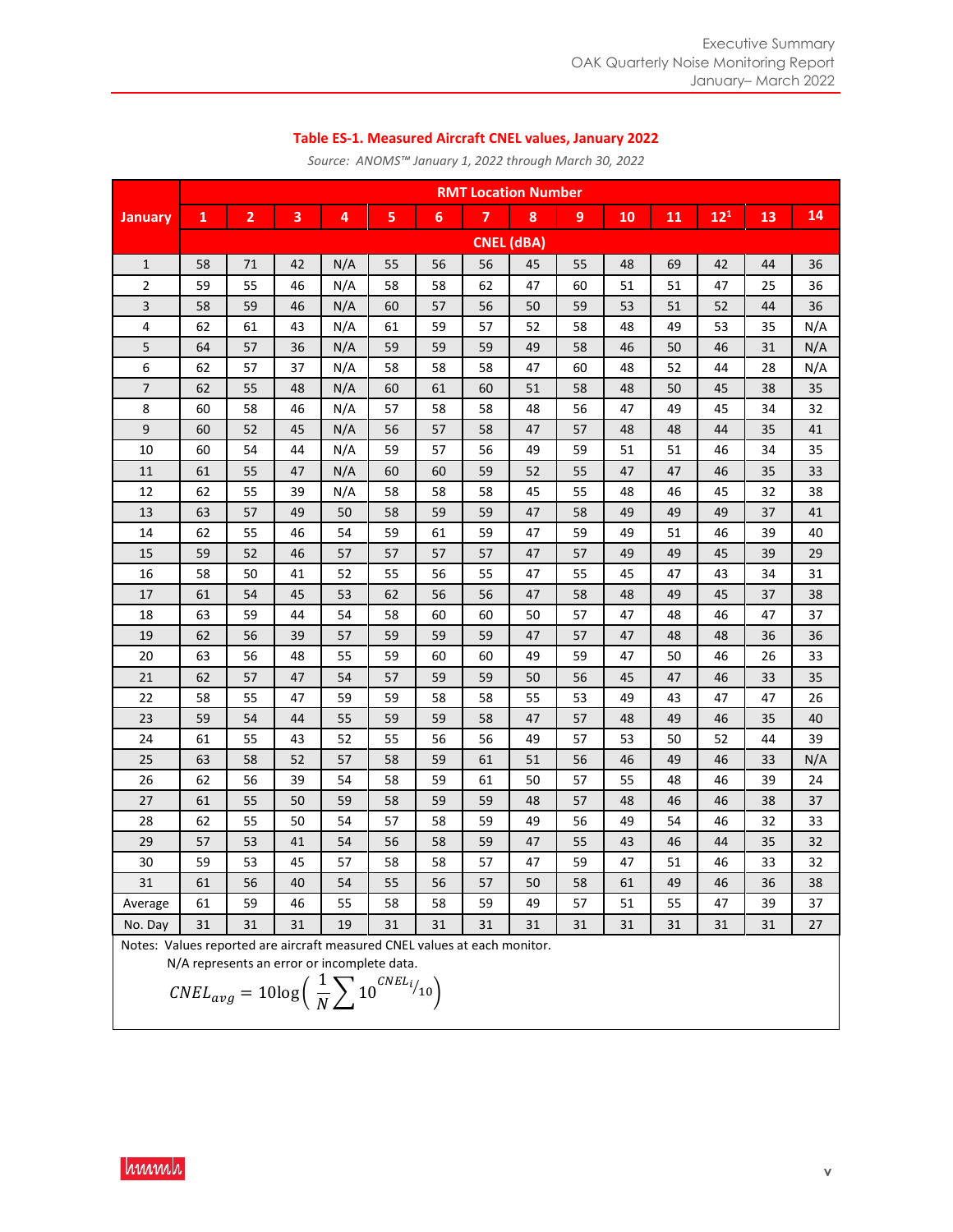### Table ES-1. Measured Aircraft CNEL values, January 2022

*Source: ANOMS™ January 1, 2022 through March 30, 2022*

| January | RMT Location Number | | | | | | | | | | | | | |
|---|---|---|---|---|---|---|---|---|---|---|---|---|---|---|
| | 1 | 2 | 3 | 4 | 5 | 6 | 7 | 8 | 9 | 10 | 11 | 12[1] | 13 | 14 |
| | CNEL (dBA) | | | | | | | | | | | | | |
| 1 | 58 | 71 | 42 | N/A | 55 | 56 | 56 | 45 | 55 | 48 | 69 | 42 | 44 | 36 |
| 2 | 59 | 55 | 46 | N/A | 58 | 58 | 62 | 47 | 60 | 51 | 51 | 47 | 25 | 36 |
| 3 | 58 | 59 | 46 | N/A | 60 | 57 | 56 | 50 | 59 | 53 | 51 | 52 | 44 | 36 |
| 4 | 62 | 61 | 43 | N/A | 61 | 59 | 57 | 52 | 58 | 48 | 49 | 53 | 35 | N/A |
| 5 | 64 | 57 | 36 | N/A | 59 | 59 | 59 | 49 | 58 | 46 | 50 | 46 | 31 | N/A |
| 6 | 62 | 57 | 37 | N/A | 58 | 58 | 58 | 47 | 60 | 48 | 52 | 44 | 28 | N/A |
| 7 | 62 | 55 | 48 | N/A | 60 | 61 | 60 | 51 | 58 | 48 | 50 | 45 | 38 | 35 |
| 8 | 60 | 58 | 46 | N/A | 57 | 58 | 58 | 48 | 56 | 47 | 49 | 45 | 34 | 32 |
| 9 | 60 | 52 | 45 | N/A | 56 | 57 | 58 | 47 | 57 | 48 | 48 | 44 | 35 | 41 |
| 10 | 60 | 54 | 44 | N/A | 59 | 57 | 56 | 49 | 59 | 51 | 51 | 46 | 34 | 35 |
| 11 | 61 | 55 | 47 | N/A | 60 | 60 | 59 | 52 | 55 | 47 | 47 | 46 | 35 | 33 |
| 12 | 62 | 55 | 39 | N/A | 58 | 58 | 58 | 45 | 55 | 48 | 46 | 45 | 32 | 38 |
| 13 | 63 | 57 | 49 | 50 | 58 | 59 | 59 | 47 | 58 | 49 | 49 | 49 | 37 | 41 |
| 14 | 62 | 55 | 46 | 54 | 59 | 61 | 59 | 47 | 59 | 49 | 51 | 46 | 39 | 40 |
| 15 | 59 | 52 | 46 | 57 | 57 | 57 | 57 | 47 | 57 | 49 | 49 | 45 | 39 | 29 |
| 16 | 58 | 50 | 41 | 52 | 55 | 56 | 55 | 47 | 55 | 45 | 47 | 43 | 34 | 31 |
| 17 | 61 | 54 | 45 | 53 | 62 | 56 | 56 | 47 | 58 | 48 | 49 | 45 | 37 | 38 |
| 18 | 63 | 59 | 44 | 54 | 58 | 60 | 60 | 50 | 57 | 47 | 48 | 46 | 47 | 37 |
| 19 | 62 | 56 | 39 | 57 | 59 | 59 | 59 | 47 | 57 | 47 | 48 | 48 | 36 | 36 |
| 20 | 63 | 56 | 48 | 55 | 59 | 60 | 60 | 49 | 59 | 47 | 50 | 46 | 26 | 33 |
| 21 | 62 | 57 | 47 | 54 | 57 | 59 | 59 | 50 | 56 | 45 | 47 | 46 | 33 | 35 |
| 22 | 58 | 55 | 47 | 59 | 59 | 58 | 58 | 55 | 53 | 49 | 43 | 47 | 47 | 26 |
| 23 | 59 | 54 | 44 | 55 | 59 | 59 | 58 | 47 | 57 | 48 | 49 | 46 | 35 | 40 |
| 24 | 61 | 55 | 43 | 52 | 55 | 56 | 56 | 49 | 57 | 53 | 50 | 52 | 44 | 39 |
| 25 | 63 | 58 | 52 | 57 | 58 | 59 | 61 | 51 | 56 | 46 | 49 | 46 | 33 | N/A |
| 26 | 62 | 56 | 39 | 54 | 58 | 59 | 61 | 50 | 57 | 55 | 48 | 46 | 39 | 24 |
| 27 | 61 | 55 | 50 | 59 | 58 | 59 | 59 | 48 | 57 | 48 | 46 | 46 | 38 | 37 |
| 28 | 62 | 55 | 50 | 54 | 57 | 58 | 59 | 49 | 56 | 49 | 54 | 46 | 32 | 33 |
| 29 | 57 | 53 | 41 | 54 | 56 | 58 | 59 | 47 | 55 | 43 | 46 | 44 | 35 | 32 |
| 30 | 59 | 53 | 45 | 57 | 58 | 58 | 57 | 47 | 59 | 47 | 51 | 46 | 33 | 32 |
| 31 | 61 | 56 | 40 | 54 | 55 | 56 | 57 | 50 | 58 | 61 | 49 | 46 | 36 | 38 |
| Average | 61 | 59 | 46 | 55 | 58 | 58 | 59 | 49 | 57 | 51 | 55 | 47 | 39 | 37 |
| No. Day | 31 | 31 | 31 | 19 | 31 | 31 | 31 | 31 | 31 | 31 | 31 | 31 | 31 | 27 |

Notes: Values reported are aircraft measured CNEL values at each monitor.
N/A represents an error or incomplete data.

$$CNEL_{avg} = 10\log\left(\frac{1}{N}\sum 10^{CNEL_i/10}\right)$$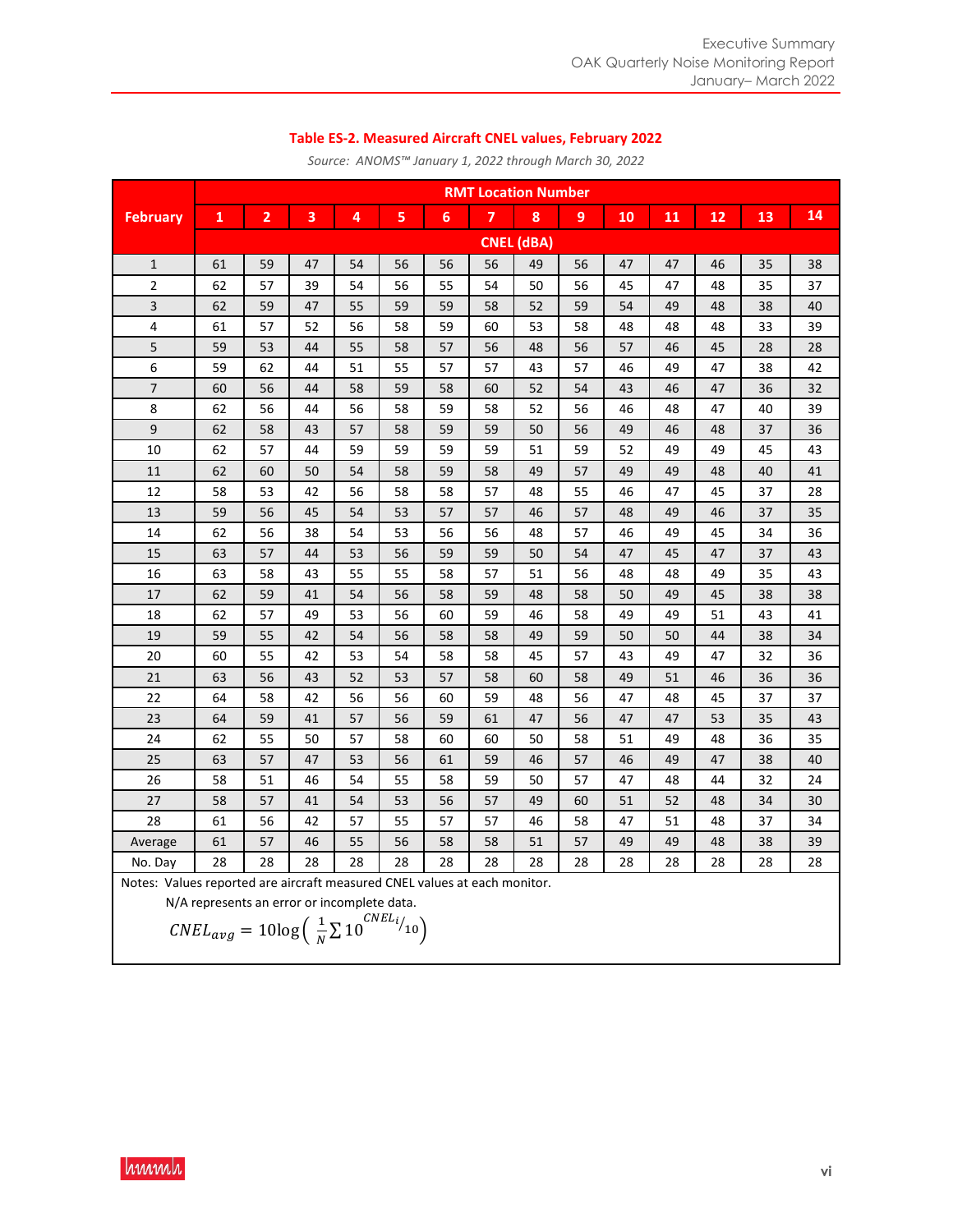**Table ES-2. Measured Aircraft CNEL values, February 2022**

*Source: ANOMS™ January 1, 2022 through March 30, 2022*

| February | RMT Location Number | | | | | | | | | | | | | |
|---|---|---|---|---|---|---|---|---|---|---|---|---|---|---|
| | 1 | 2 | 3 | 4 | 5 | 6 | 7 | 8 | 9 | 10 | 11 | 12 | 13 | 14 |
| | CNEL (dBA) | | | | | | | | | | | | | |
| 1 | 61 | 59 | 47 | 54 | 56 | 56 | 56 | 49 | 56 | 47 | 47 | 46 | 35 | 38 |
| 2 | 62 | 57 | 39 | 54 | 56 | 55 | 54 | 50 | 56 | 45 | 47 | 48 | 35 | 37 |
| 3 | 62 | 59 | 47 | 55 | 59 | 59 | 58 | 52 | 59 | 54 | 49 | 48 | 38 | 40 |
| 4 | 61 | 57 | 52 | 56 | 58 | 59 | 60 | 53 | 58 | 48 | 48 | 48 | 33 | 39 |
| 5 | 59 | 53 | 44 | 55 | 58 | 57 | 56 | 48 | 56 | 57 | 46 | 45 | 28 | 28 |
| 6 | 59 | 62 | 44 | 51 | 55 | 57 | 57 | 43 | 57 | 46 | 49 | 47 | 38 | 42 |
| 7 | 60 | 56 | 44 | 58 | 59 | 58 | 60 | 52 | 54 | 43 | 46 | 47 | 36 | 32 |
| 8 | 62 | 56 | 44 | 56 | 58 | 59 | 58 | 52 | 56 | 46 | 48 | 47 | 40 | 39 |
| 9 | 62 | 58 | 43 | 57 | 58 | 59 | 59 | 50 | 56 | 49 | 46 | 48 | 37 | 36 |
| 10 | 62 | 57 | 44 | 59 | 59 | 59 | 59 | 51 | 59 | 52 | 49 | 49 | 45 | 43 |
| 11 | 62 | 60 | 50 | 54 | 58 | 59 | 58 | 49 | 57 | 49 | 49 | 48 | 40 | 41 |
| 12 | 58 | 53 | 42 | 56 | 58 | 58 | 57 | 48 | 55 | 46 | 47 | 45 | 37 | 28 |
| 13 | 59 | 56 | 45 | 54 | 53 | 57 | 57 | 46 | 57 | 48 | 49 | 46 | 37 | 35 |
| 14 | 62 | 56 | 38 | 54 | 53 | 56 | 56 | 48 | 57 | 46 | 49 | 45 | 34 | 36 |
| 15 | 63 | 57 | 44 | 53 | 56 | 59 | 59 | 50 | 54 | 47 | 45 | 47 | 37 | 43 |
| 16 | 63 | 58 | 43 | 55 | 55 | 58 | 57 | 51 | 56 | 48 | 48 | 49 | 35 | 43 |
| 17 | 62 | 59 | 41 | 54 | 56 | 58 | 59 | 48 | 58 | 50 | 49 | 45 | 38 | 38 |
| 18 | 62 | 57 | 49 | 53 | 56 | 60 | 59 | 46 | 58 | 49 | 49 | 51 | 43 | 41 |
| 19 | 59 | 55 | 42 | 54 | 56 | 58 | 58 | 49 | 59 | 50 | 50 | 44 | 38 | 34 |
| 20 | 60 | 55 | 42 | 53 | 54 | 58 | 58 | 45 | 57 | 43 | 49 | 47 | 32 | 36 |
| 21 | 63 | 56 | 43 | 52 | 53 | 57 | 58 | 60 | 58 | 49 | 51 | 46 | 36 | 36 |
| 22 | 64 | 58 | 42 | 56 | 56 | 60 | 59 | 48 | 56 | 47 | 48 | 45 | 37 | 37 |
| 23 | 64 | 59 | 41 | 57 | 56 | 59 | 61 | 47 | 56 | 47 | 47 | 53 | 35 | 43 |
| 24 | 62 | 55 | 50 | 57 | 58 | 60 | 60 | 50 | 58 | 51 | 49 | 48 | 36 | 35 |
| 25 | 63 | 57 | 47 | 53 | 56 | 61 | 59 | 46 | 57 | 46 | 49 | 47 | 38 | 40 |
| 26 | 58 | 51 | 46 | 54 | 55 | 58 | 59 | 50 | 57 | 47 | 48 | 44 | 32 | 24 |
| 27 | 58 | 57 | 41 | 54 | 53 | 56 | 57 | 49 | 60 | 51 | 52 | 48 | 34 | 30 |
| 28 | 61 | 56 | 42 | 57 | 55 | 57 | 57 | 46 | 58 | 47 | 51 | 48 | 37 | 34 |
| Average | 61 | 57 | 46 | 55 | 56 | 58 | 58 | 51 | 57 | 49 | 49 | 48 | 38 | 39 |
| No. Day | 28 | 28 | 28 | 28 | 28 | 28 | 28 | 28 | 28 | 28 | 28 | 28 | 28 | 28 |

Notes: Values reported are aircraft measured CNEL values at each monitor.

N/A represents an error or incomplete data.

$$CNEL_{avg} = 10\log\left(\frac{1}{N}\sum 10^{CNEL_i/10}\right)$$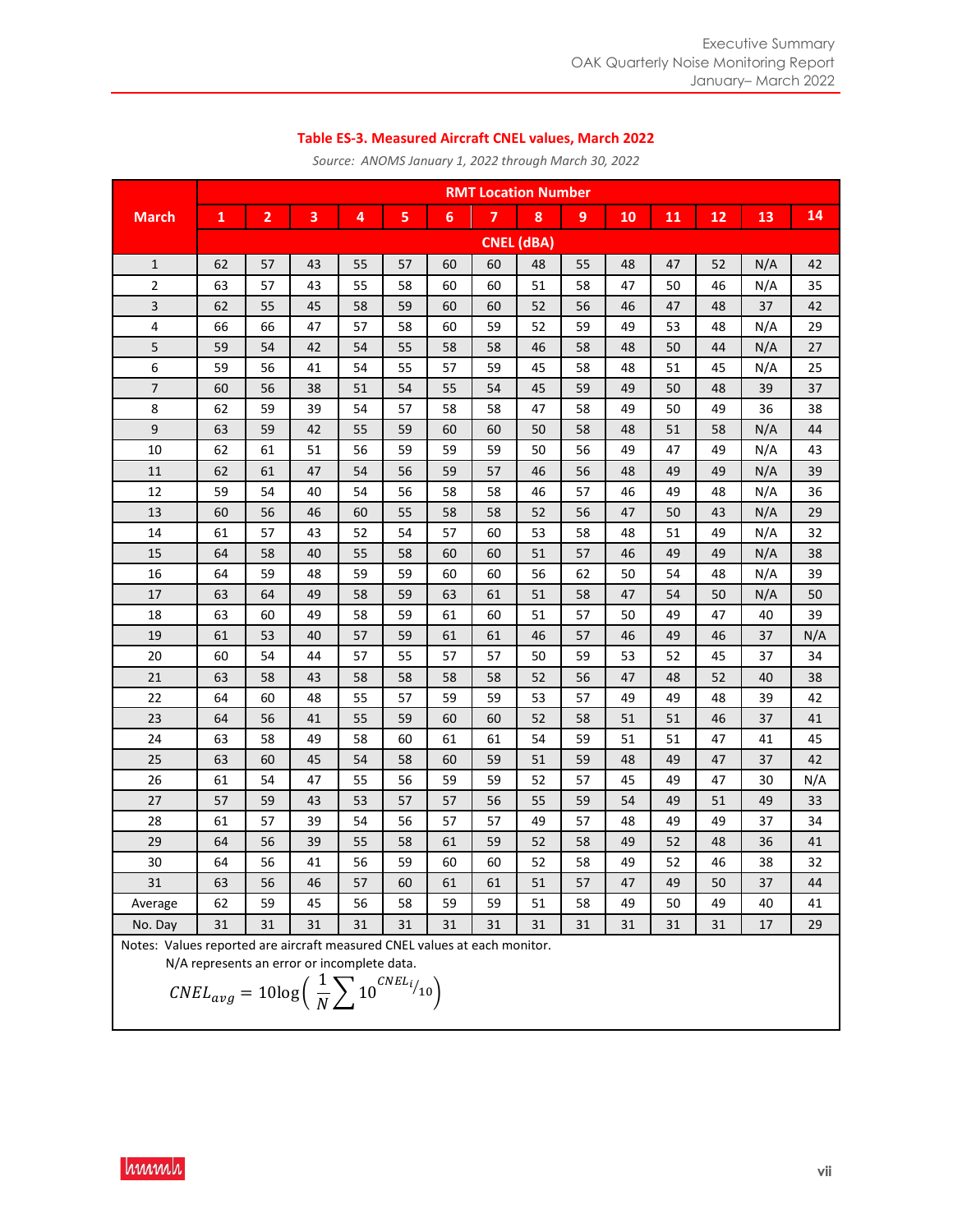**Table ES-3. Measured Aircraft CNEL values, March 2022**

*Source: ANOMS January 1, 2022 through March 30, 2022*

| March | RMT Location Number | | | | | | | | | | | | | |
|---|---|---|---|---|---|---|---|---|---|---|---|---|---|---|
| | 1 | 2 | 3 | 4 | 5 | 6 | 7 | 8 | 9 | 10 | 11 | 12 | 13 | 14 |
| | CNEL (dBA) | | | | | | | | | | | | | |
| 1 | 62 | 57 | 43 | 55 | 57 | 60 | 60 | 48 | 55 | 48 | 47 | 52 | N/A | 42 |
| 2 | 63 | 57 | 43 | 55 | 58 | 60 | 60 | 51 | 58 | 47 | 50 | 46 | N/A | 35 |
| 3 | 62 | 55 | 45 | 58 | 59 | 60 | 60 | 52 | 56 | 46 | 47 | 48 | 37 | 42 |
| 4 | 66 | 66 | 47 | 57 | 58 | 60 | 59 | 52 | 59 | 49 | 53 | 48 | N/A | 29 |
| 5 | 59 | 54 | 42 | 54 | 55 | 58 | 58 | 46 | 58 | 48 | 50 | 44 | N/A | 27 |
| 6 | 59 | 56 | 41 | 54 | 55 | 57 | 59 | 45 | 58 | 48 | 51 | 45 | N/A | 25 |
| 7 | 60 | 56 | 38 | 51 | 54 | 55 | 54 | 45 | 59 | 49 | 50 | 48 | 39 | 37 |
| 8 | 62 | 59 | 39 | 54 | 57 | 58 | 58 | 47 | 58 | 49 | 50 | 49 | 36 | 38 |
| 9 | 63 | 59 | 42 | 55 | 59 | 60 | 60 | 50 | 58 | 48 | 51 | 58 | N/A | 44 |
| 10 | 62 | 61 | 51 | 56 | 59 | 59 | 59 | 50 | 56 | 49 | 47 | 49 | N/A | 43 |
| 11 | 62 | 61 | 47 | 54 | 56 | 59 | 57 | 46 | 56 | 48 | 49 | 49 | N/A | 39 |
| 12 | 59 | 54 | 40 | 54 | 56 | 58 | 58 | 46 | 57 | 46 | 49 | 48 | N/A | 36 |
| 13 | 60 | 56 | 46 | 60 | 55 | 58 | 58 | 52 | 56 | 47 | 50 | 43 | N/A | 29 |
| 14 | 61 | 57 | 43 | 52 | 54 | 57 | 60 | 53 | 58 | 48 | 51 | 49 | N/A | 32 |
| 15 | 64 | 58 | 40 | 55 | 58 | 60 | 60 | 51 | 57 | 46 | 49 | 49 | N/A | 38 |
| 16 | 64 | 59 | 48 | 59 | 59 | 60 | 60 | 56 | 62 | 50 | 54 | 48 | N/A | 39 |
| 17 | 63 | 64 | 49 | 58 | 59 | 63 | 61 | 51 | 58 | 47 | 54 | 50 | N/A | 50 |
| 18 | 63 | 60 | 49 | 58 | 59 | 61 | 60 | 51 | 57 | 50 | 49 | 47 | 40 | 39 |
| 19 | 61 | 53 | 40 | 57 | 59 | 61 | 61 | 46 | 57 | 46 | 49 | 46 | 37 | N/A |
| 20 | 60 | 54 | 44 | 57 | 55 | 57 | 57 | 50 | 59 | 53 | 52 | 45 | 37 | 34 |
| 21 | 63 | 58 | 43 | 58 | 58 | 58 | 58 | 52 | 56 | 47 | 48 | 52 | 40 | 38 |
| 22 | 64 | 60 | 48 | 55 | 57 | 59 | 59 | 53 | 57 | 49 | 49 | 48 | 39 | 42 |
| 23 | 64 | 56 | 41 | 55 | 59 | 60 | 60 | 52 | 58 | 51 | 51 | 46 | 37 | 41 |
| 24 | 63 | 58 | 49 | 58 | 60 | 61 | 61 | 54 | 59 | 51 | 51 | 47 | 41 | 45 |
| 25 | 63 | 60 | 45 | 54 | 58 | 60 | 59 | 51 | 59 | 48 | 49 | 47 | 37 | 42 |
| 26 | 61 | 54 | 47 | 55 | 56 | 59 | 59 | 52 | 57 | 45 | 49 | 47 | 30 | N/A |
| 27 | 57 | 59 | 43 | 53 | 57 | 57 | 56 | 55 | 59 | 54 | 49 | 51 | 49 | 33 |
| 28 | 61 | 57 | 39 | 54 | 56 | 57 | 57 | 49 | 57 | 48 | 49 | 49 | 37 | 34 |
| 29 | 64 | 56 | 39 | 55 | 58 | 61 | 59 | 52 | 58 | 49 | 52 | 48 | 36 | 41 |
| 30 | 64 | 56 | 41 | 56 | 59 | 60 | 60 | 52 | 58 | 49 | 52 | 46 | 38 | 32 |
| 31 | 63 | 56 | 46 | 57 | 60 | 61 | 61 | 51 | 57 | 47 | 49 | 50 | 37 | 44 |
| Average | 62 | 59 | 45 | 56 | 58 | 59 | 59 | 51 | 58 | 49 | 50 | 49 | 40 | 41 |
| No. Day | 31 | 31 | 31 | 31 | 31 | 31 | 31 | 31 | 31 | 31 | 31 | 31 | 17 | 29 |

Notes: Values reported are aircraft measured CNEL values at each monitor.
N/A represents an error or incomplete data.

$$CNEL_{avg} = 10\log\left(\frac{1}{N}\sum 10^{CNEL_i/10}\right)$$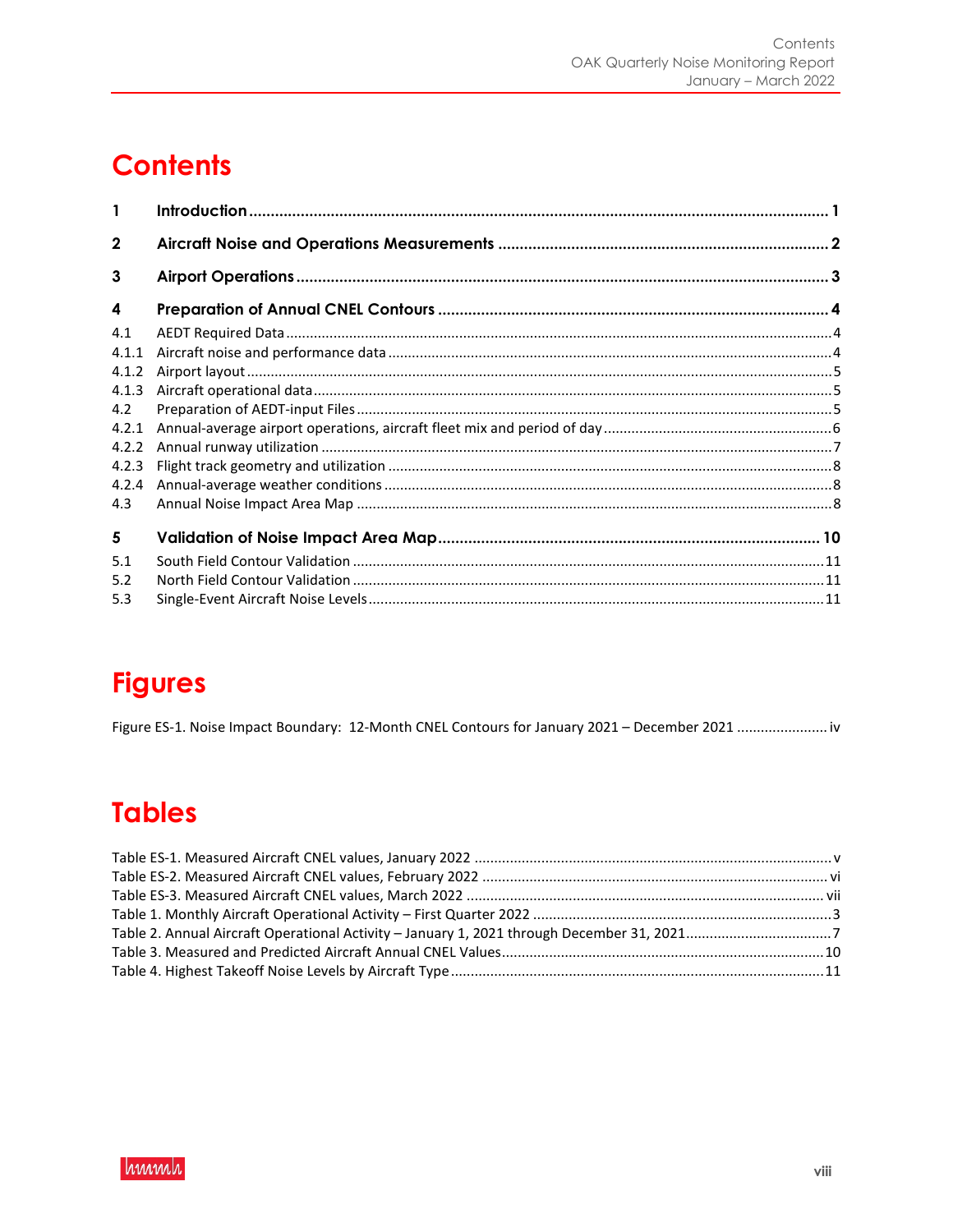# Contents

**1 Introduction ........ 1**

**2 Aircraft Noise and Operations Measurements ........ 2**

**3 Airport Operations ........ 3**

**4 Preparation of Annual CNEL Contours ........ 4**

4.1 AEDT Required Data ........ 4

4.1.1 Aircraft noise and performance data ........ 4

4.1.2 Airport layout ........ 5

4.1.3 Aircraft operational data ........ 5

4.2 Preparation of AEDT-input Files ........ 5

4.2.1 Annual-average airport operations, aircraft fleet mix and period of day ........ 6

4.2.2 Annual runway utilization ........ 7

4.2.3 Flight track geometry and utilization ........ 8

4.2.4 Annual-average weather conditions ........ 8

4.3 Annual Noise Impact Area Map ........ 8

**5 Validation of Noise Impact Area Map ........ 10**

5.1 South Field Contour Validation ........ 11

5.2 North Field Contour Validation ........ 11

5.3 Single-Event Aircraft Noise Levels ........ 11

# Figures

Figure ES-1. Noise Impact Boundary: 12-Month CNEL Contours for January 2021 – December 2021 ........ iv

# Tables

Table ES-1. Measured Aircraft CNEL values, January 2022 ........ v

Table ES-2. Measured Aircraft CNEL values, February 2022 ........ vi

Table ES-3. Measured Aircraft CNEL values, March 2022 ........ vii

Table 1. Monthly Aircraft Operational Activity – First Quarter 2022 ........ 3

Table 2. Annual Aircraft Operational Activity – January 1, 2021 through December 31, 2021 ........ 7

Table 3. Measured and Predicted Aircraft Annual CNEL Values ........ 10

Table 4. Highest Takeoff Noise Levels by Aircraft Type ........ 11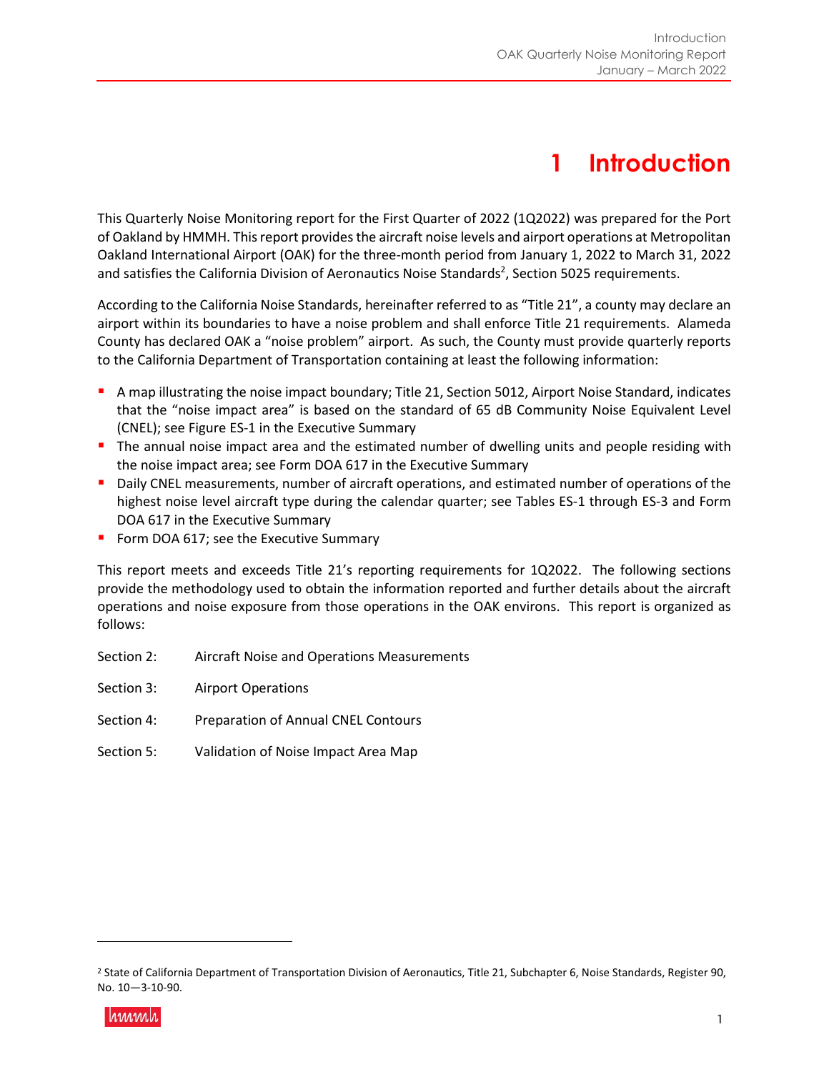# 1 Introduction

This Quarterly Noise Monitoring report for the First Quarter of 2022 (1Q2022) was prepared for the Port of Oakland by HMMH. This report provides the aircraft noise levels and airport operations at Metropolitan Oakland International Airport (OAK) for the three-month period from January 1, 2022 to March 31, 2022 and satisfies the California Division of Aeronautics Noise Standards[2], Section 5025 requirements.

According to the California Noise Standards, hereinafter referred to as "Title 21", a county may declare an airport within its boundaries to have a noise problem and shall enforce Title 21 requirements. Alameda County has declared OAK a "noise problem" airport. As such, the County must provide quarterly reports to the California Department of Transportation containing at least the following information:

- A map illustrating the noise impact boundary; Title 21, Section 5012, Airport Noise Standard, indicates that the "noise impact area" is based on the standard of 65 dB Community Noise Equivalent Level (CNEL); see Figure ES-1 in the Executive Summary
- The annual noise impact area and the estimated number of dwelling units and people residing with the noise impact area; see Form DOA 617 in the Executive Summary
- Daily CNEL measurements, number of aircraft operations, and estimated number of operations of the highest noise level aircraft type during the calendar quarter; see Tables ES-1 through ES-3 and Form DOA 617 in the Executive Summary
- Form DOA 617; see the Executive Summary

This report meets and exceeds Title 21's reporting requirements for 1Q2022. The following sections provide the methodology used to obtain the information reported and further details about the aircraft operations and noise exposure from those operations in the OAK environs. This report is organized as follows:

Section 2: Aircraft Noise and Operations Measurements

Section 3: Airport Operations

Section 4: Preparation of Annual CNEL Contours

Section 5: Validation of Noise Impact Area Map

---

[2] State of California Department of Transportation Division of Aeronautics, Title 21, Subchapter 6, Noise Standards, Register 90, No. 10—3-10-90.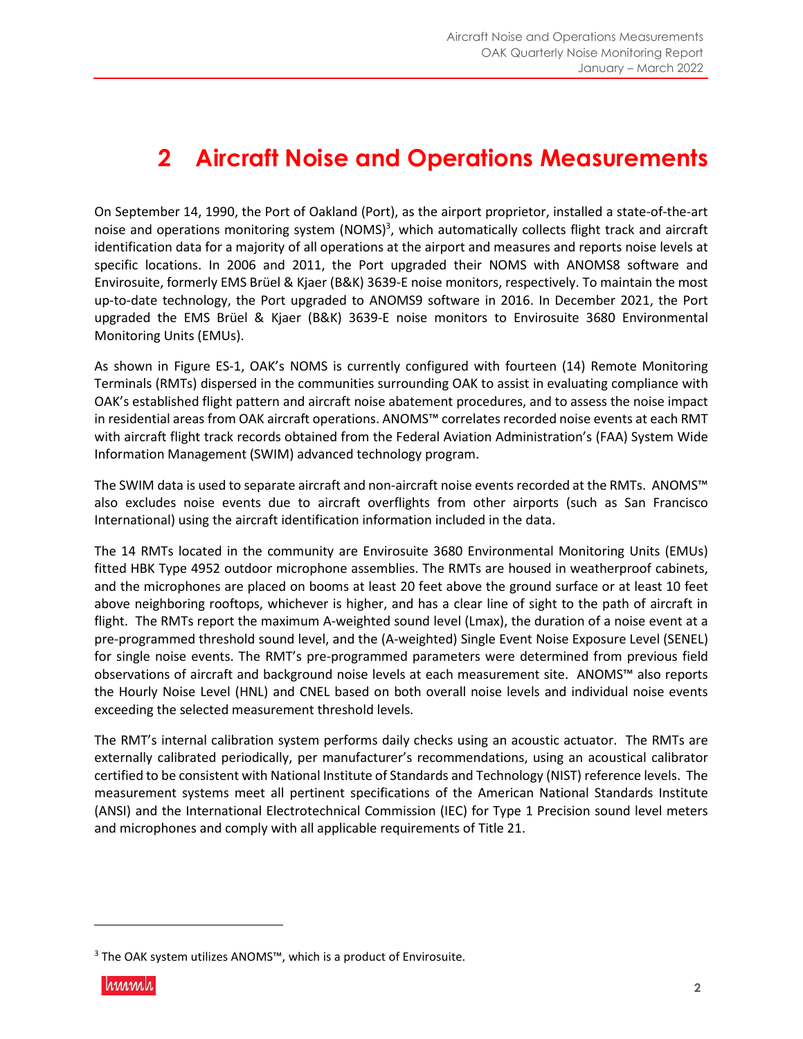# 2 Aircraft Noise and Operations Measurements

On September 14, 1990, the Port of Oakland (Port), as the airport proprietor, installed a state-of-the-art noise and operations monitoring system (NOMS)[3], which automatically collects flight track and aircraft identification data for a majority of all operations at the airport and measures and reports noise levels at specific locations. In 2006 and 2011, the Port upgraded their NOMS with ANOMS8 software and Envirosuite, formerly EMS Brüel & Kjaer (B&K) 3639-E noise monitors, respectively. To maintain the most up-to-date technology, the Port upgraded to ANOMS9 software in 2016. In December 2021, the Port upgraded the EMS Brüel & Kjaer (B&K) 3639-E noise monitors to Envirosuite 3680 Environmental Monitoring Units (EMUs).

As shown in Figure ES-1, OAK's NOMS is currently configured with fourteen (14) Remote Monitoring Terminals (RMTs) dispersed in the communities surrounding OAK to assist in evaluating compliance with OAK's established flight pattern and aircraft noise abatement procedures, and to assess the noise impact in residential areas from OAK aircraft operations. ANOMS™ correlates recorded noise events at each RMT with aircraft flight track records obtained from the Federal Aviation Administration's (FAA) System Wide Information Management (SWIM) advanced technology program.

The SWIM data is used to separate aircraft and non-aircraft noise events recorded at the RMTs. ANOMS™ also excludes noise events due to aircraft overflights from other airports (such as San Francisco International) using the aircraft identification information included in the data.

The 14 RMTs located in the community are Envirosuite 3680 Environmental Monitoring Units (EMUs) fitted HBK Type 4952 outdoor microphone assemblies. The RMTs are housed in weatherproof cabinets, and the microphones are placed on booms at least 20 feet above the ground surface or at least 10 feet above neighboring rooftops, whichever is higher, and has a clear line of sight to the path of aircraft in flight. The RMTs report the maximum A-weighted sound level (Lmax), the duration of a noise event at a pre-programmed threshold sound level, and the (A-weighted) Single Event Noise Exposure Level (SENEL) for single noise events. The RMT's pre-programmed parameters were determined from previous field observations of aircraft and background noise levels at each measurement site. ANOMS™ also reports the Hourly Noise Level (HNL) and CNEL based on both overall noise levels and individual noise events exceeding the selected measurement threshold levels.

The RMT's internal calibration system performs daily checks using an acoustic actuator. The RMTs are externally calibrated periodically, per manufacturer's recommendations, using an acoustical calibrator certified to be consistent with National Institute of Standards and Technology (NIST) reference levels. The measurement systems meet all pertinent specifications of the American National Standards Institute (ANSI) and the International Electrotechnical Commission (IEC) for Type 1 Precision sound level meters and microphones and comply with all applicable requirements of Title 21.

[3] The OAK system utilizes ANOMS™, which is a product of Envirosuite.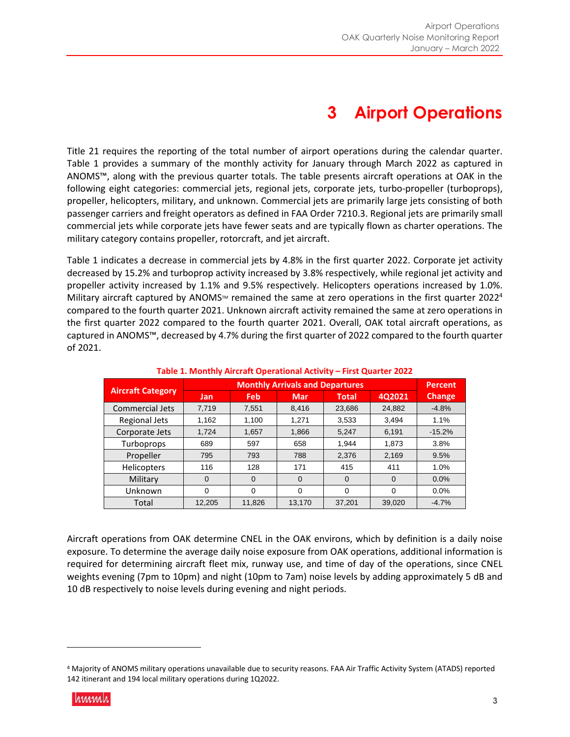# 3 Airport Operations

Title 21 requires the reporting of the total number of airport operations during the calendar quarter. Table 1 provides a summary of the monthly activity for January through March 2022 as captured in ANOMS™, along with the previous quarter totals. The table presents aircraft operations at OAK in the following eight categories: commercial jets, regional jets, corporate jets, turbo-propeller (turboprops), propeller, helicopters, military, and unknown. Commercial jets are primarily large jets consisting of both passenger carriers and freight operators as defined in FAA Order 7210.3. Regional jets are primarily small commercial jets while corporate jets have fewer seats and are typically flown as charter operations. The military category contains propeller, rotorcraft, and jet aircraft.

Table 1 indicates a decrease in commercial jets by 4.8% in the first quarter 2022. Corporate jet activity decreased by 15.2% and turboprop activity increased by 3.8% respectively, while regional jet activity and propeller activity increased by 1.1% and 9.5% respectively. Helicopters operations increased by 1.0%. Military aircraft captured by ANOMS™ remained the same at zero operations in the first quarter 2022[4] compared to the fourth quarter 2021. Unknown aircraft activity remained the same at zero operations in the first quarter 2022 compared to the fourth quarter 2021. Overall, OAK total aircraft operations, as captured in ANOMS™, decreased by 4.7% during the first quarter of 2022 compared to the fourth quarter of 2021.

**Table 1. Monthly Aircraft Operational Activity – First Quarter 2022**

| Aircraft Category | Monthly Arrivals and Departures | | | | | Percent Change |
|---|---|---|---|---|---|---|
| | Jan | Feb | Mar | Total | 4Q2021 | |
| Commercial Jets | 7,719 | 7,551 | 8,416 | 23,686 | 24,882 | -4.8% |
| Regional Jets | 1,162 | 1,100 | 1,271 | 3,533 | 3,494 | 1.1% |
| Corporate Jets | 1,724 | 1,657 | 1,866 | 5,247 | 6,191 | -15.2% |
| Turboprops | 689 | 597 | 658 | 1,944 | 1,873 | 3.8% |
| Propeller | 795 | 793 | 788 | 2,376 | 2,169 | 9.5% |
| Helicopters | 116 | 128 | 171 | 415 | 411 | 1.0% |
| Military | 0 | 0 | 0 | 0 | 0 | 0.0% |
| Unknown | 0 | 0 | 0 | 0 | 0 | 0.0% |
| Total | 12,205 | 11,826 | 13,170 | 37,201 | 39,020 | -4.7% |

Aircraft operations from OAK determine CNEL in the OAK environs, which by definition is a daily noise exposure. To determine the average daily noise exposure from OAK operations, additional information is required for determining aircraft fleet mix, runway use, and time of day of the operations, since CNEL weights evening (7pm to 10pm) and night (10pm to 7am) noise levels by adding approximately 5 dB and 10 dB respectively to noise levels during evening and night periods.

---

[4] Majority of ANOMS military operations unavailable due to security reasons. FAA Air Traffic Activity System (ATADS) reported 142 itinerant and 194 local military operations during 1Q2022.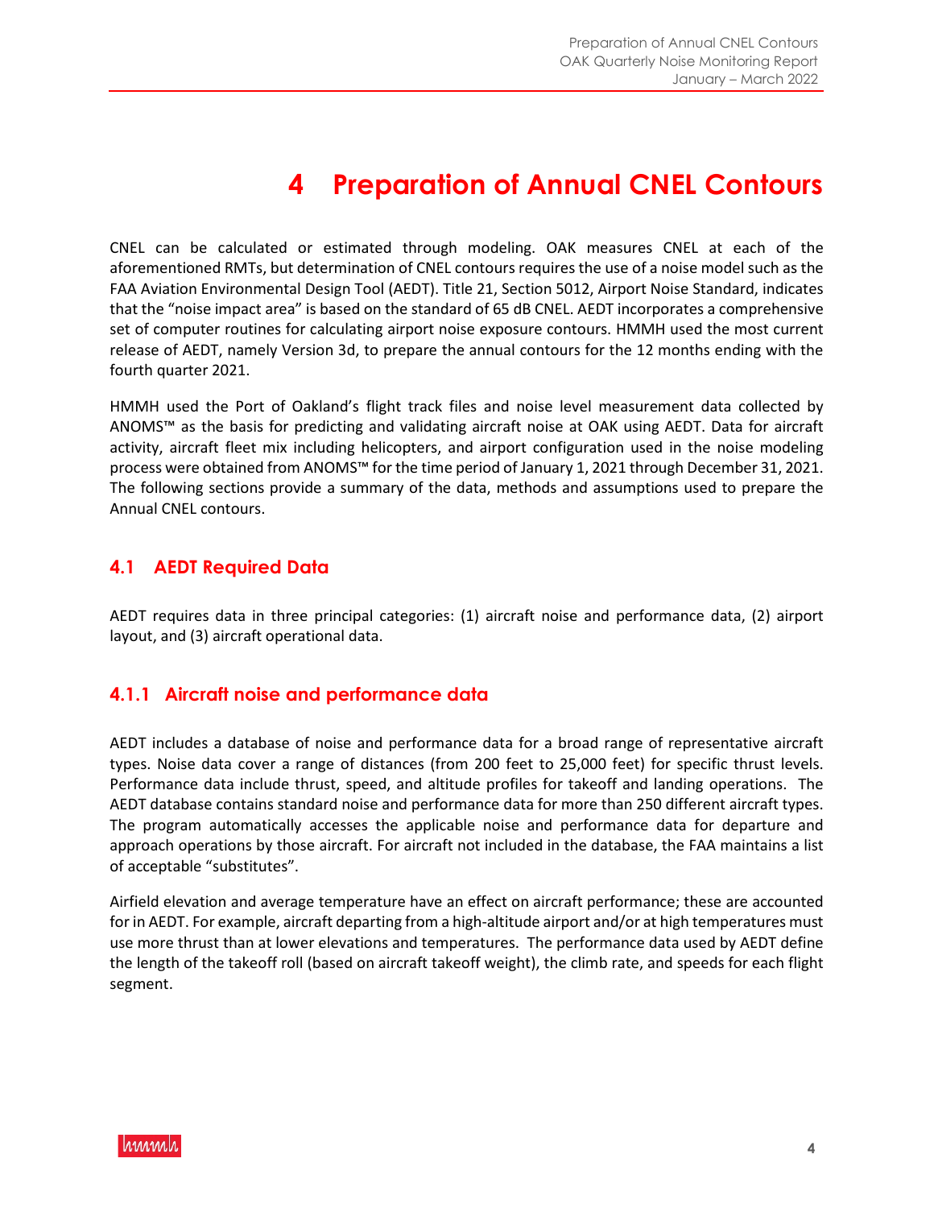# 4 Preparation of Annual CNEL Contours

CNEL can be calculated or estimated through modeling. OAK measures CNEL at each of the aforementioned RMTs, but determination of CNEL contours requires the use of a noise model such as the FAA Aviation Environmental Design Tool (AEDT). Title 21, Section 5012, Airport Noise Standard, indicates that the "noise impact area" is based on the standard of 65 dB CNEL. AEDT incorporates a comprehensive set of computer routines for calculating airport noise exposure contours. HMMH used the most current release of AEDT, namely Version 3d, to prepare the annual contours for the 12 months ending with the fourth quarter 2021.

HMMH used the Port of Oakland's flight track files and noise level measurement data collected by ANOMS™ as the basis for predicting and validating aircraft noise at OAK using AEDT. Data for aircraft activity, aircraft fleet mix including helicopters, and airport configuration used in the noise modeling process were obtained from ANOMS™ for the time period of January 1, 2021 through December 31, 2021. The following sections provide a summary of the data, methods and assumptions used to prepare the Annual CNEL contours.

## 4.1 AEDT Required Data

AEDT requires data in three principal categories: (1) aircraft noise and performance data, (2) airport layout, and (3) aircraft operational data.

### 4.1.1 Aircraft noise and performance data

AEDT includes a database of noise and performance data for a broad range of representative aircraft types. Noise data cover a range of distances (from 200 feet to 25,000 feet) for specific thrust levels. Performance data include thrust, speed, and altitude profiles for takeoff and landing operations. The AEDT database contains standard noise and performance data for more than 250 different aircraft types. The program automatically accesses the applicable noise and performance data for departure and approach operations by those aircraft. For aircraft not included in the database, the FAA maintains a list of acceptable "substitutes".

Airfield elevation and average temperature have an effect on aircraft performance; these are accounted for in AEDT. For example, aircraft departing from a high-altitude airport and/or at high temperatures must use more thrust than at lower elevations and temperatures. The performance data used by AEDT define the length of the takeoff roll (based on aircraft takeoff weight), the climb rate, and speeds for each flight segment.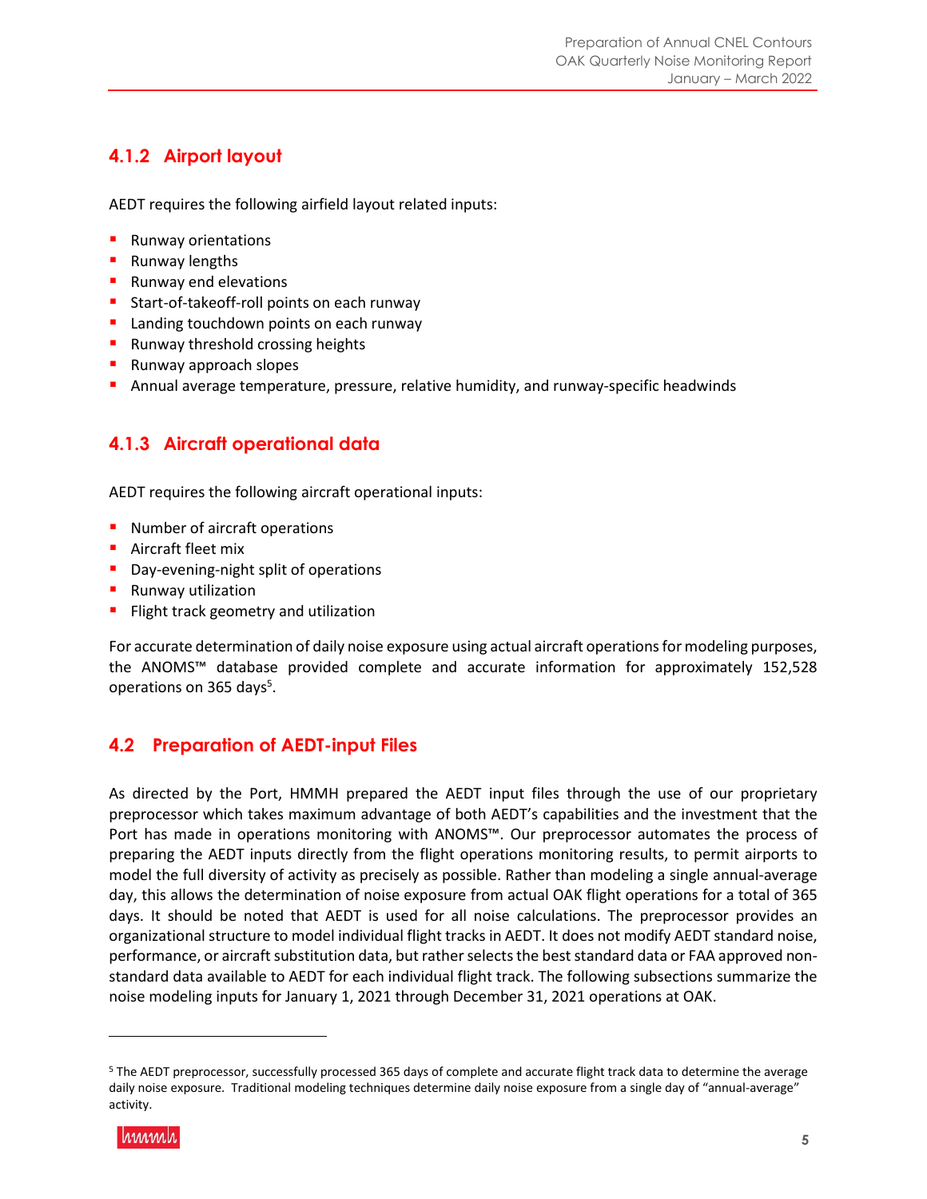### 4.1.2 Airport layout

AEDT requires the following airfield layout related inputs:

- Runway orientations
- Runway lengths
- Runway end elevations
- Start-of-takeoff-roll points on each runway
- Landing touchdown points on each runway
- Runway threshold crossing heights
- Runway approach slopes
- Annual average temperature, pressure, relative humidity, and runway-specific headwinds

### 4.1.3 Aircraft operational data

AEDT requires the following aircraft operational inputs:

- Number of aircraft operations
- Aircraft fleet mix
- Day-evening-night split of operations
- Runway utilization
- Flight track geometry and utilization

For accurate determination of daily noise exposure using actual aircraft operations for modeling purposes, the ANOMS™ database provided complete and accurate information for approximately 152,528 operations on 365 days[5].

## 4.2 Preparation of AEDT-input Files

As directed by the Port, HMMH prepared the AEDT input files through the use of our proprietary preprocessor which takes maximum advantage of both AEDT's capabilities and the investment that the Port has made in operations monitoring with ANOMS™. Our preprocessor automates the process of preparing the AEDT inputs directly from the flight operations monitoring results, to permit airports to model the full diversity of activity as precisely as possible. Rather than modeling a single annual-average day, this allows the determination of noise exposure from actual OAK flight operations for a total of 365 days. It should be noted that AEDT is used for all noise calculations. The preprocessor provides an organizational structure to model individual flight tracks in AEDT. It does not modify AEDT standard noise, performance, or aircraft substitution data, but rather selects the best standard data or FAA approved non-standard data available to AEDT for each individual flight track. The following subsections summarize the noise modeling inputs for January 1, 2021 through December 31, 2021 operations at OAK.

---

[5] The AEDT preprocessor, successfully processed 365 days of complete and accurate flight track data to determine the average daily noise exposure. Traditional modeling techniques determine daily noise exposure from a single day of "annual-average" activity.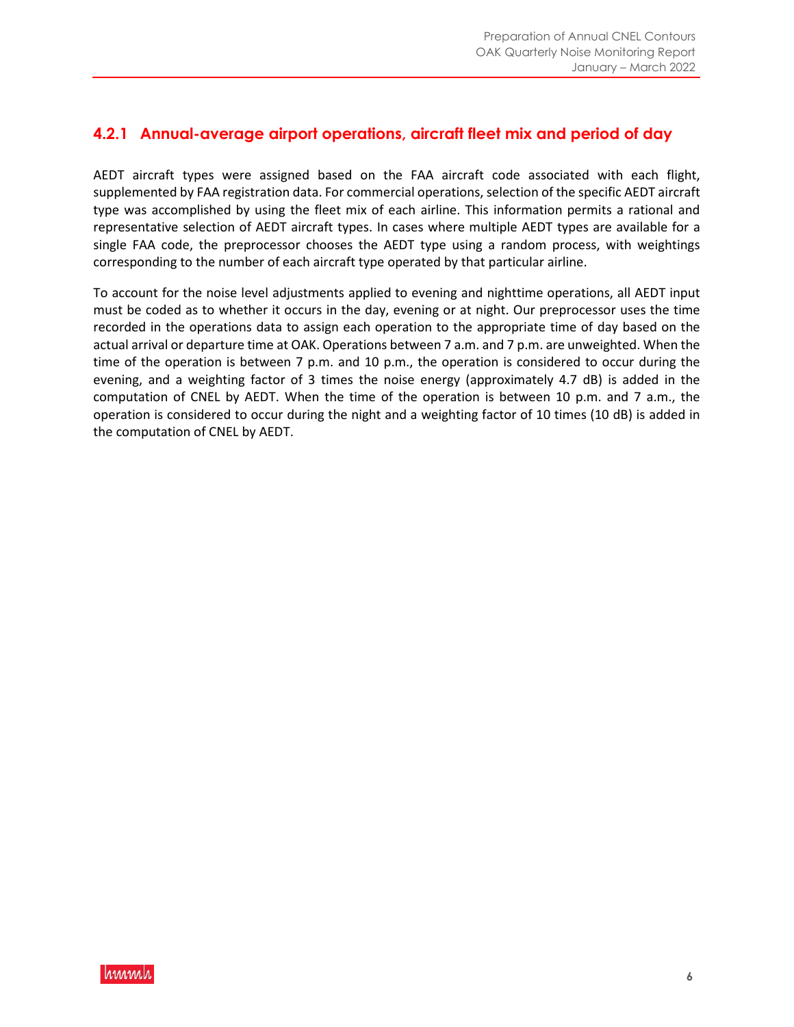### 4.2.1 Annual-average airport operations, aircraft fleet mix and period of day

AEDT aircraft types were assigned based on the FAA aircraft code associated with each flight, supplemented by FAA registration data. For commercial operations, selection of the specific AEDT aircraft type was accomplished by using the fleet mix of each airline. This information permits a rational and representative selection of AEDT aircraft types. In cases where multiple AEDT types are available for a single FAA code, the preprocessor chooses the AEDT type using a random process, with weightings corresponding to the number of each aircraft type operated by that particular airline.

To account for the noise level adjustments applied to evening and nighttime operations, all AEDT input must be coded as to whether it occurs in the day, evening or at night. Our preprocessor uses the time recorded in the operations data to assign each operation to the appropriate time of day based on the actual arrival or departure time at OAK. Operations between 7 a.m. and 7 p.m. are unweighted. When the time of the operation is between 7 p.m. and 10 p.m., the operation is considered to occur during the evening, and a weighting factor of 3 times the noise energy (approximately 4.7 dB) is added in the computation of CNEL by AEDT. When the time of the operation is between 10 p.m. and 7 a.m., the operation is considered to occur during the night and a weighting factor of 10 times (10 dB) is added in the computation of CNEL by AEDT.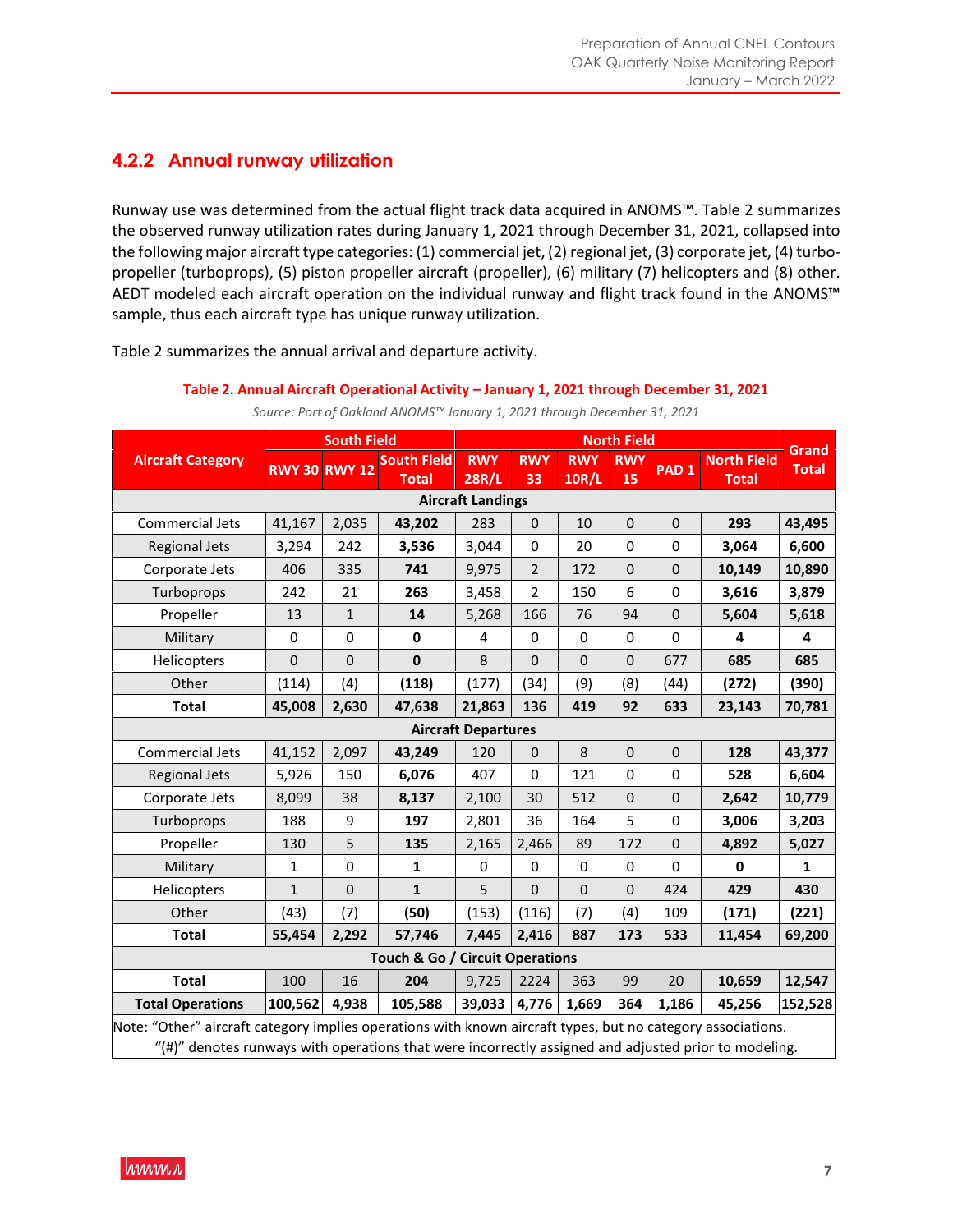## 4.2.2 Annual runway utilization

Runway use was determined from the actual flight track data acquired in ANOMS™. Table 2 summarizes the observed runway utilization rates during January 1, 2021 through December 31, 2021, collapsed into the following major aircraft type categories: (1) commercial jet, (2) regional jet, (3) corporate jet, (4) turbo-propeller (turboprops), (5) piston propeller aircraft (propeller), (6) military (7) helicopters and (8) other. AEDT modeled each aircraft operation on the individual runway and flight track found in the ANOMS™ sample, thus each aircraft type has unique runway utilization.

Table 2 summarizes the annual arrival and departure activity.

**Table 2. Annual Aircraft Operational Activity – January 1, 2021 through December 31, 2021**

*Source: Port of Oakland ANOMS™ January 1, 2021 through December 31, 2021*

| Aircraft Category | South Field | | | North Field | | | | | | Grand Total |
|---|---|---|---|---|---|---|---|---|---|---|
| | RWY 30 | RWY 12 | South Field Total | RWY 28R/L | RWY 33 | RWY 10R/L | RWY 15 | PAD 1 | North Field Total | |
| **Aircraft Landings** | | | | | | | | | | |
| Commercial Jets | 41,167 | 2,035 | **43,202** | 283 | 0 | 10 | 0 | 0 | **293** | **43,495** |
| Regional Jets | 3,294 | 242 | **3,536** | 3,044 | 0 | 20 | 0 | 0 | **3,064** | **6,600** |
| Corporate Jets | 406 | 335 | **741** | 9,975 | 2 | 172 | 0 | 0 | **10,149** | **10,890** |
| Turboprops | 242 | 21 | **263** | 3,458 | 2 | 150 | 6 | 0 | **3,616** | **3,879** |
| Propeller | 13 | 1 | **14** | 5,268 | 166 | 76 | 94 | 0 | **5,604** | **5,618** |
| Military | 0 | 0 | **0** | 4 | 0 | 0 | 0 | 0 | **4** | **4** |
| Helicopters | 0 | 0 | **0** | 8 | 0 | 0 | 0 | 677 | **685** | **685** |
| Other | (114) | (4) | **(118)** | (177) | (34) | (9) | (8) | (44) | **(272)** | **(390)** |
| **Total** | **45,008** | **2,630** | **47,638** | **21,863** | **136** | **419** | **92** | **633** | **23,143** | **70,781** |
| **Aircraft Departures** | | | | | | | | | | |
| Commercial Jets | 41,152 | 2,097 | **43,249** | 120 | 0 | 8 | 0 | 0 | **128** | **43,377** |
| Regional Jets | 5,926 | 150 | **6,076** | 407 | 0 | 121 | 0 | 0 | **528** | **6,604** |
| Corporate Jets | 8,099 | 38 | **8,137** | 2,100 | 30 | 512 | 0 | 0 | **2,642** | **10,779** |
| Turboprops | 188 | 9 | **197** | 2,801 | 36 | 164 | 5 | 0 | **3,006** | **3,203** |
| Propeller | 130 | 5 | **135** | 2,165 | 2,466 | 89 | 172 | 0 | **4,892** | **5,027** |
| Military | 1 | 0 | **1** | 0 | 0 | 0 | 0 | 0 | **0** | **1** |
| Helicopters | 1 | 0 | **1** | 5 | 0 | 0 | 0 | 424 | **429** | **430** |
| Other | (43) | (7) | **(50)** | (153) | (116) | (7) | (4) | 109 | **(171)** | **(221)** |
| **Total** | **55,454** | **2,292** | **57,746** | **7,445** | **2,416** | **887** | **173** | **533** | **11,454** | **69,200** |
| **Touch & Go / Circuit Operations** | | | | | | | | | | |
| **Total** | 100 | 16 | **204** | 9,725 | 2224 | 363 | 99 | 20 | **10,659** | **12,547** |
| **Total Operations** | **100,562** | **4,938** | **105,588** | **39,033** | **4,776** | **1,669** | **364** | **1,186** | **45,256** | **152,528** |

Note: "Other" aircraft category implies operations with known aircraft types, but no category associations.
"(#)" denotes runways with operations that were incorrectly assigned and adjusted prior to modeling.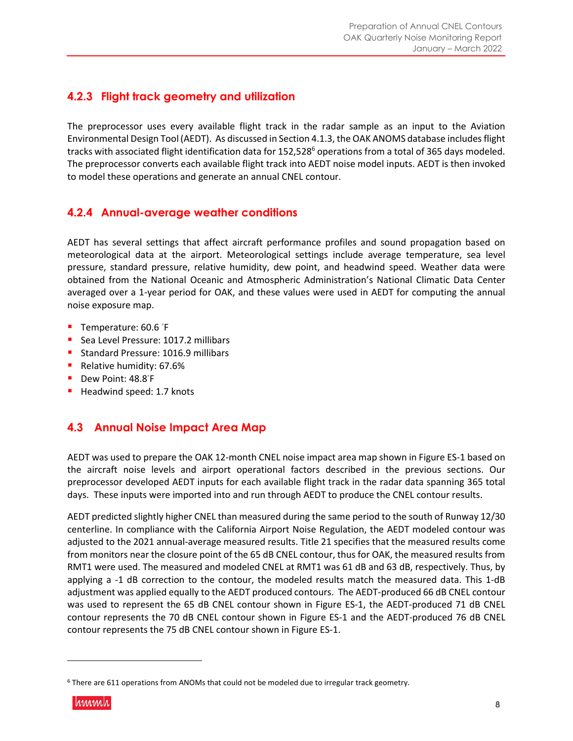### 4.2.3 Flight track geometry and utilization

The preprocessor uses every available flight track in the radar sample as an input to the Aviation Environmental Design Tool (AEDT). As discussed in Section 4.1.3, the OAK ANOMS database includes flight tracks with associated flight identification data for 152,528[6] operations from a total of 365 days modeled. The preprocessor converts each available flight track into AEDT noise model inputs. AEDT is then invoked to model these operations and generate an annual CNEL contour.

### 4.2.4 Annual-average weather conditions

AEDT has several settings that affect aircraft performance profiles and sound propagation based on meteorological data at the airport. Meteorological settings include average temperature, sea level pressure, standard pressure, relative humidity, dew point, and headwind speed. Weather data were obtained from the National Oceanic and Atmospheric Administration's National Climatic Data Center averaged over a 1-year period for OAK, and these values were used in AEDT for computing the annual noise exposure map.

- Temperature: 60.6 °F
- Sea Level Pressure: 1017.2 millibars
- Standard Pressure: 1016.9 millibars
- Relative humidity: 67.6%
- Dew Point: 48.8°F
- Headwind speed: 1.7 knots

## 4.3 Annual Noise Impact Area Map

AEDT was used to prepare the OAK 12-month CNEL noise impact area map shown in Figure ES-1 based on the aircraft noise levels and airport operational factors described in the previous sections. Our preprocessor developed AEDT inputs for each available flight track in the radar data spanning 365 total days. These inputs were imported into and run through AEDT to produce the CNEL contour results.

AEDT predicted slightly higher CNEL than measured during the same period to the south of Runway 12/30 centerline. In compliance with the California Airport Noise Regulation, the AEDT modeled contour was adjusted to the 2021 annual-average measured results. Title 21 specifies that the measured results come from monitors near the closure point of the 65 dB CNEL contour, thus for OAK, the measured results from RMT1 were used. The measured and modeled CNEL at RMT1 was 61 dB and 63 dB, respectively. Thus, by applying a -1 dB correction to the contour, the modeled results match the measured data. This 1-dB adjustment was applied equally to the AEDT produced contours. The AEDT-produced 66 dB CNEL contour was used to represent the 65 dB CNEL contour shown in Figure ES-1, the AEDT-produced 71 dB CNEL contour represents the 70 dB CNEL contour shown in Figure ES-1 and the AEDT-produced 76 dB CNEL contour represents the 75 dB CNEL contour shown in Figure ES-1.

---

[6] There are 611 operations from ANOMs that could not be modeled due to irregular track geometry.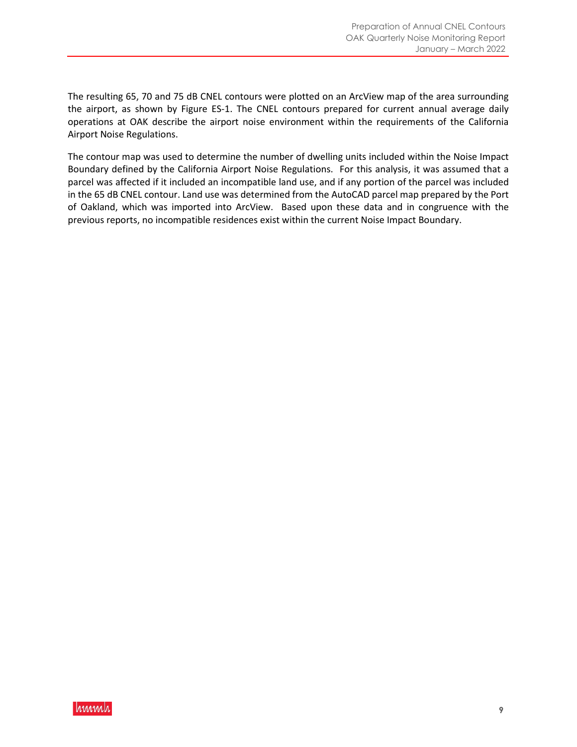The resulting 65, 70 and 75 dB CNEL contours were plotted on an ArcView map of the area surrounding the airport, as shown by Figure ES-1. The CNEL contours prepared for current annual average daily operations at OAK describe the airport noise environment within the requirements of the California Airport Noise Regulations.

The contour map was used to determine the number of dwelling units included within the Noise Impact Boundary defined by the California Airport Noise Regulations. For this analysis, it was assumed that a parcel was affected if it included an incompatible land use, and if any portion of the parcel was included in the 65 dB CNEL contour. Land use was determined from the AutoCAD parcel map prepared by the Port of Oakland, which was imported into ArcView. Based upon these data and in congruence with the previous reports, no incompatible residences exist within the current Noise Impact Boundary.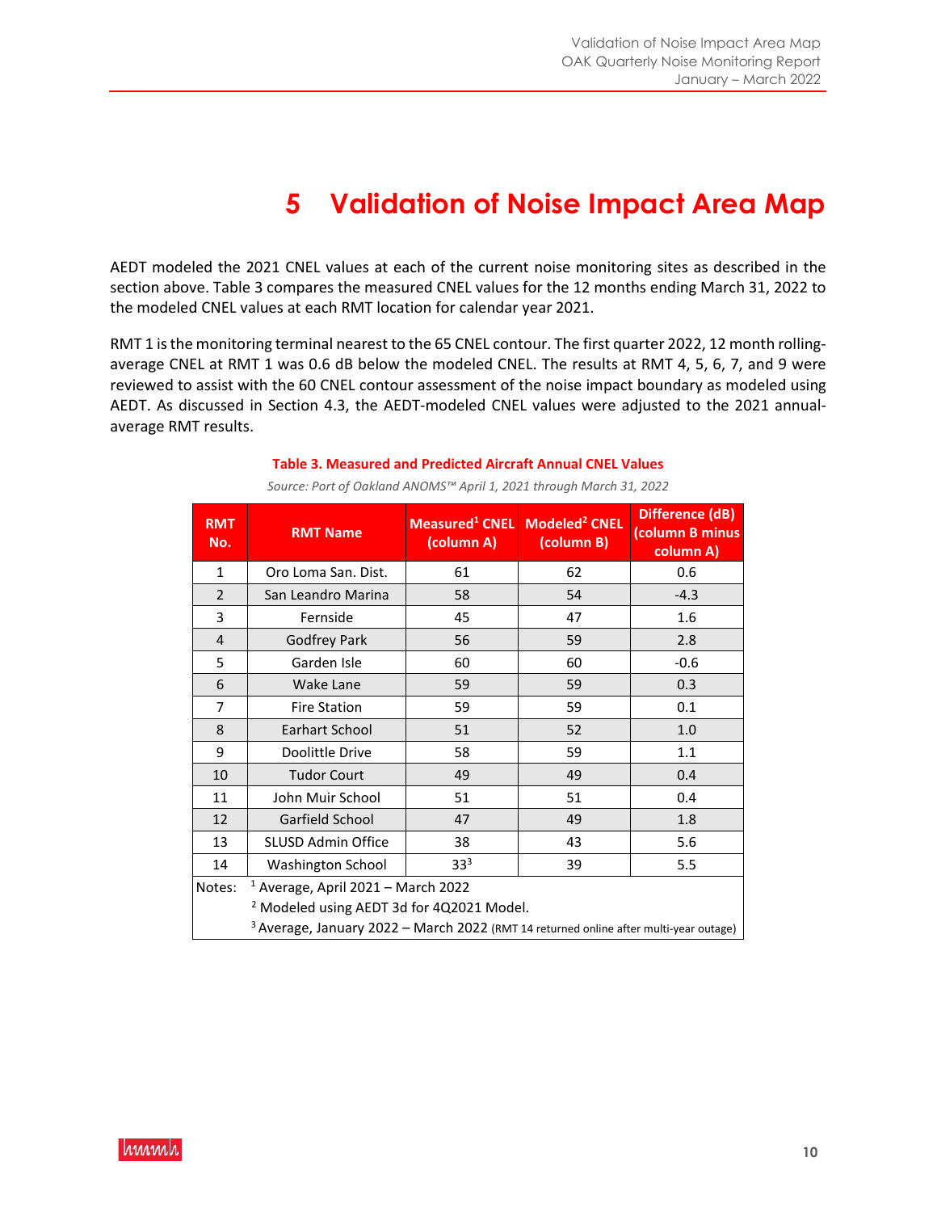# 5 Validation of Noise Impact Area Map

AEDT modeled the 2021 CNEL values at each of the current noise monitoring sites as described in the section above. Table 3 compares the measured CNEL values for the 12 months ending March 31, 2022 to the modeled CNEL values at each RMT location for calendar year 2021.

RMT 1 is the monitoring terminal nearest to the 65 CNEL contour. The first quarter 2022, 12 month rolling-average CNEL at RMT 1 was 0.6 dB below the modeled CNEL. The results at RMT 4, 5, 6, 7, and 9 were reviewed to assist with the 60 CNEL contour assessment of the noise impact boundary as modeled using AEDT. As discussed in Section 4.3, the AEDT-modeled CNEL values were adjusted to the 2021 annual-average RMT results.

**Table 3. Measured and Predicted Aircraft Annual CNEL Values**

*Source: Port of Oakland ANOMS™ April 1, 2021 through March 31, 2022*

| RMT No. | RMT Name | Measured[1] CNEL (column A) | Modeled[2] CNEL (column B) | Difference (dB) (column B minus column A) |
|---|---|---|---|---|
| 1 | Oro Loma San. Dist. | 61 | 62 | 0.6 |
| 2 | San Leandro Marina | 58 | 54 | -4.3 |
| 3 | Fernside | 45 | 47 | 1.6 |
| 4 | Godfrey Park | 56 | 59 | 2.8 |
| 5 | Garden Isle | 60 | 60 | -0.6 |
| 6 | Wake Lane | 59 | 59 | 0.3 |
| 7 | Fire Station | 59 | 59 | 0.1 |
| 8 | Earhart School | 51 | 52 | 1.0 |
| 9 | Doolittle Drive | 58 | 59 | 1.1 |
| 10 | Tudor Court | 49 | 49 | 0.4 |
| 11 | John Muir School | 51 | 51 | 0.4 |
| 12 | Garfield School | 47 | 49 | 1.8 |
| 13 | SLUSD Admin Office | 38 | 43 | 5.6 |
| 14 | Washington School | 33[3] | 39 | 5.5 |

Notes:
[1] Average, April 2021 – March 2022
[2] Modeled using AEDT 3d for 4Q2021 Model.
[3] Average, January 2022 – March 2022 (RMT 14 returned online after multi-year outage)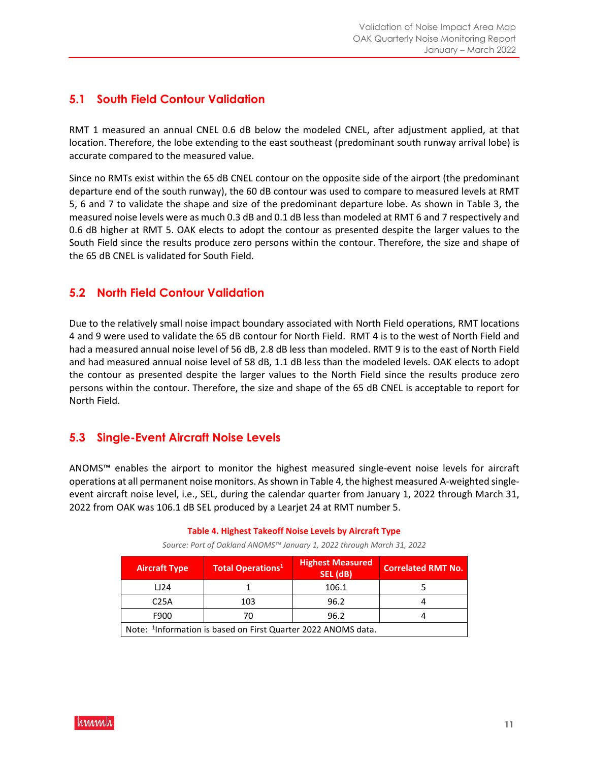## 5.1 South Field Contour Validation

RMT 1 measured an annual CNEL 0.6 dB below the modeled CNEL, after adjustment applied, at that location. Therefore, the lobe extending to the east southeast (predominant south runway arrival lobe) is accurate compared to the measured value.

Since no RMTs exist within the 65 dB CNEL contour on the opposite side of the airport (the predominant departure end of the south runway), the 60 dB contour was used to compare to measured levels at RMT 5, 6 and 7 to validate the shape and size of the predominant departure lobe. As shown in Table 3, the measured noise levels were as much 0.3 dB and 0.1 dB less than modeled at RMT 6 and 7 respectively and 0.6 dB higher at RMT 5. OAK elects to adopt the contour as presented despite the larger values to the South Field since the results produce zero persons within the contour. Therefore, the size and shape of the 65 dB CNEL is validated for South Field.

## 5.2 North Field Contour Validation

Due to the relatively small noise impact boundary associated with North Field operations, RMT locations 4 and 9 were used to validate the 65 dB contour for North Field. RMT 4 is to the west of North Field and had a measured annual noise level of 56 dB, 2.8 dB less than modeled. RMT 9 is to the east of North Field and had measured annual noise level of 58 dB, 1.1 dB less than the modeled levels. OAK elects to adopt the contour as presented despite the larger values to the North Field since the results produce zero persons within the contour. Therefore, the size and shape of the 65 dB CNEL is acceptable to report for North Field.

## 5.3 Single-Event Aircraft Noise Levels

ANOMS™ enables the airport to monitor the highest measured single-event noise levels for aircraft operations at all permanent noise monitors. As shown in Table 4, the highest measured A-weighted single-event aircraft noise level, i.e., SEL, during the calendar quarter from January 1, 2022 through March 31, 2022 from OAK was 106.1 dB SEL produced by a Learjet 24 at RMT number 5.

**Table 4. Highest Takeoff Noise Levels by Aircraft Type**

*Source: Port of Oakland ANOMS™ January 1, 2022 through March 31, 2022*

| Aircraft Type | Total Operations[1] | Highest Measured SEL (dB) | Correlated RMT No. |
|---|---|---|---|
| LJ24 | 1 | 106.1 | 5 |
| C25A | 103 | 96.2 | 4 |
| F900 | 70 | 96.2 | 4 |
| Note: [1]Information is based on First Quarter 2022 ANOMS data. | | | |